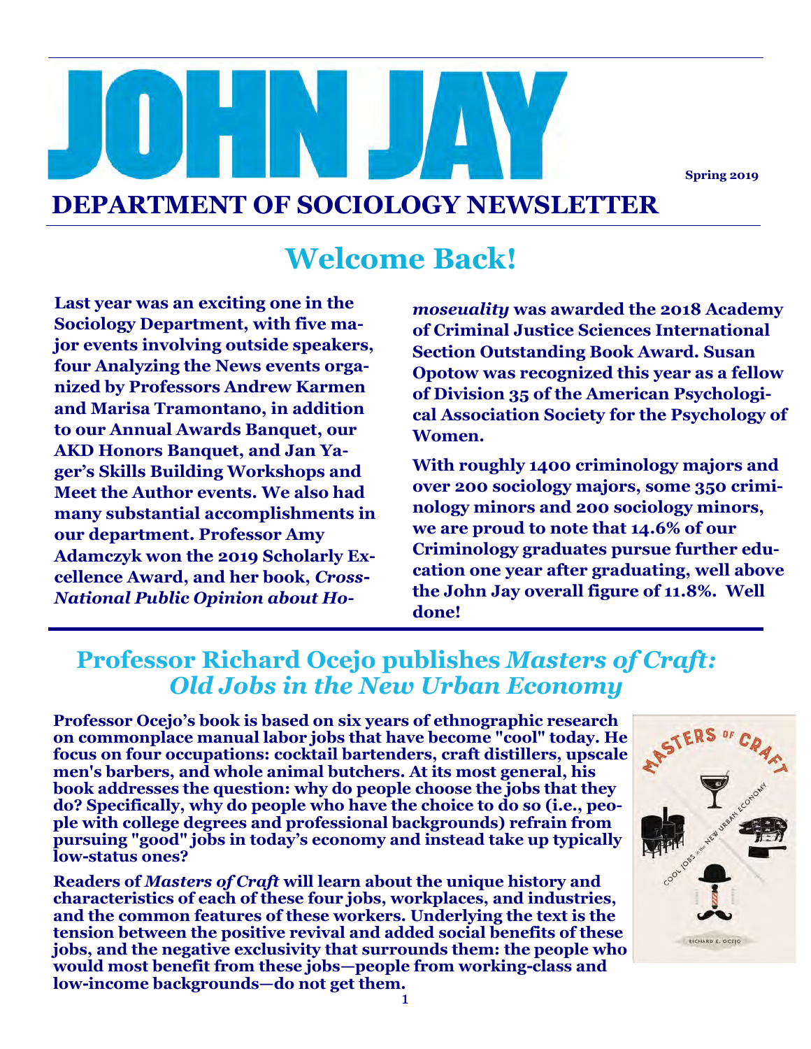# JOHN JAY

Spring 2019

# DEPARTMENT OF SOCIOLOGY NEWSLETTER

## Welcome Back!

**Last year was an exciting one in the Sociology Department, with five major events involving outside speakers, four Analyzing the News events organized by Professors Andrew Karmen and Marisa Tramontano, in addition to our Annual Awards Banquet, our AKD Honors Banquet, and Jan Yager's Skills Building Workshops and Meet the Author events. We also had many substantial accomplishments in our department. Professor Amy Adamczyk won the 2019 Scholarly Excellence Award, and her book, *Cross-National Public Opinion about Homoseuality* was awarded the 2018 Academy of Criminal Justice Sciences International Section Outstanding Book Award. Susan Opotow was recognized this year as a fellow of Division 35 of the American Psychological Association Society for the Psychology of Women.**

**With roughly 1400 criminology majors and over 200 sociology majors, some 350 criminology minors and 200 sociology minors, we are proud to note that 14.6% of our Criminology graduates pursue further education one year after graduating, well above the John Jay overall figure of 11.8%. Well done!**

## Professor Richard Ocejo publishes *Masters of Craft: Old Jobs in the New Urban Economy*

**Professor Ocejo's book is based on six years of ethnographic research on commonplace manual labor jobs that have become "cool" today. He focus on four occupations: cocktail bartenders, craft distillers, upscale men's barbers, and whole animal butchers. At its most general, his book addresses the question: why do people choose the jobs that they do? Specifically, why do people who have the choice to do so (i.e., people with college degrees and professional backgrounds) refrain from pursuing "good" jobs in today's economy and instead take up typically low-status ones?**

**Readers of *Masters of Craft* will learn about the unique history and characteristics of each of these four jobs, workplaces, and industries, and the common features of these workers. Underlying the text is the tension between the positive revival and added social benefits of these jobs, and the negative exclusivity that surrounds them: the people who would most benefit from these jobs—people from working-class and low-income backgrounds—do not get them.**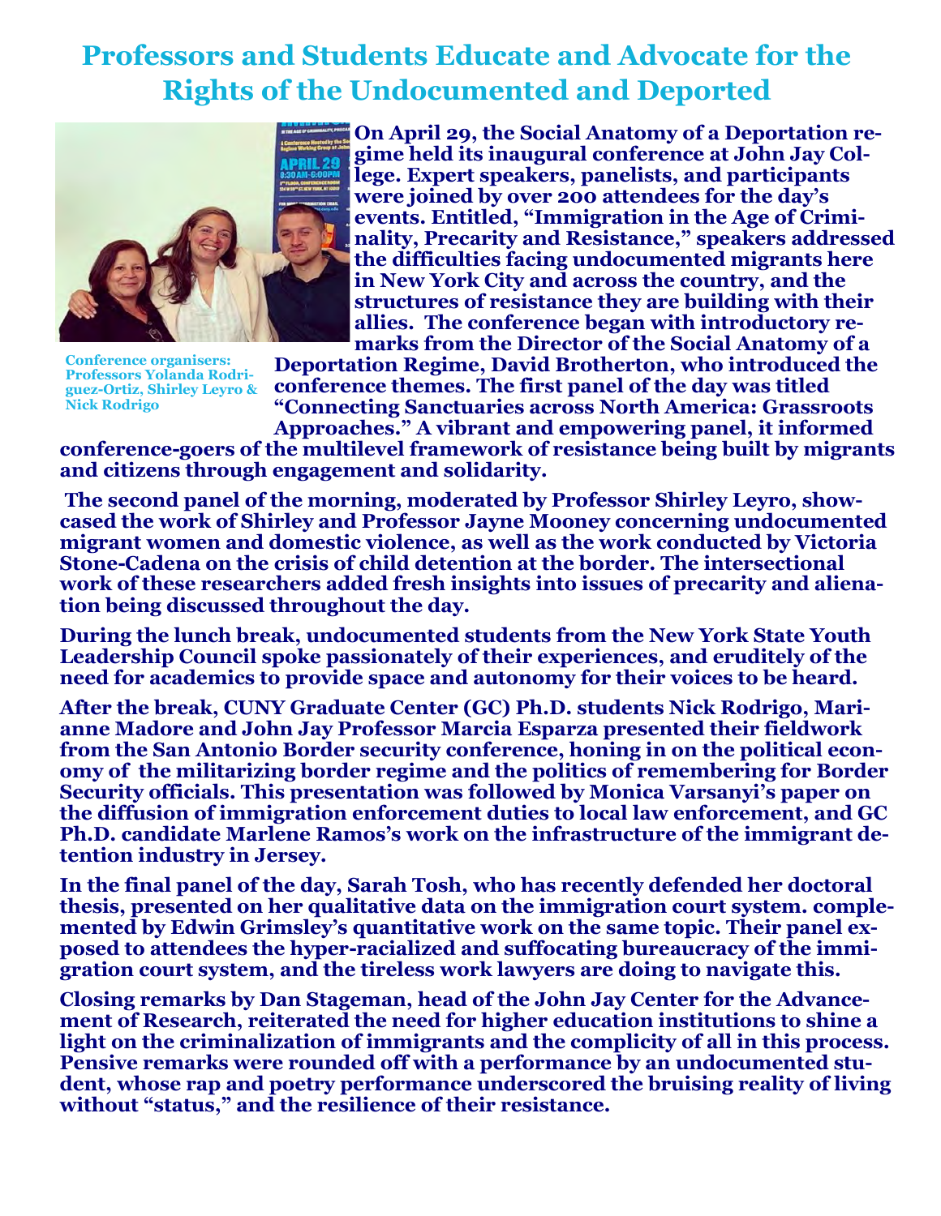# Professors and Students Educate and Advocate for the Rights of the Undocumented and Deported

Conference organisers: Professors Yolanda Rodriguez-Ortiz, Shirley Leyro & Nick Rodrigo

**On April 29, the Social Anatomy of a Deportation regime held its inaugural conference at John Jay College. Expert speakers, panelists, and participants were joined by over 200 attendees for the day's events. Entitled, "Immigration in the Age of Criminality, Precarity and Resistance," speakers addressed the difficulties facing undocumented migrants here in New York City and across the country, and the structures of resistance they are building with their allies. The conference began with introductory remarks from the Director of the Social Anatomy of a Deportation Regime, David Brotherton, who introduced the conference themes. The first panel of the day was titled "Connecting Sanctuaries across North America: Grassroots Approaches." A vibrant and empowering panel, it informed conference-goers of the multilevel framework of resistance being built by migrants and citizens through engagement and solidarity.**

**The second panel of the morning, moderated by Professor Shirley Leyro, showcased the work of Shirley and Professor Jayne Mooney concerning undocumented migrant women and domestic violence, as well as the work conducted by Victoria Stone-Cadena on the crisis of child detention at the border. The intersectional work of these researchers added fresh insights into issues of precarity and alienation being discussed throughout the day.**

**During the lunch break, undocumented students from the New York State Youth Leadership Council spoke passionately of their experiences, and eruditely of the need for academics to provide space and autonomy for their voices to be heard.**

**After the break, CUNY Graduate Center (GC) Ph.D. students Nick Rodrigo, Marianne Madore and John Jay Professor Marcia Esparza presented their fieldwork from the San Antonio Border security conference, honing in on the political economy of the militarizing border regime and the politics of remembering for Border Security officials. This presentation was followed by Monica Varsanyi's paper on the diffusion of immigration enforcement duties to local law enforcement, and GC Ph.D. candidate Marlene Ramos's work on the infrastructure of the immigrant detention industry in Jersey.**

**In the final panel of the day, Sarah Tosh, who has recently defended her doctoral thesis, presented on her qualitative data on the immigration court system. complemented by Edwin Grimsley's quantitative work on the same topic. Their panel exposed to attendees the hyper-racialized and suffocating bureaucracy of the immigration court system, and the tireless work lawyers are doing to navigate this.**

**Closing remarks by Dan Stageman, head of the John Jay Center for the Advancement of Research, reiterated the need for higher education institutions to shine a light on the criminalization of immigrants and the complicity of all in this process. Pensive remarks were rounded off with a performance by an undocumented student, whose rap and poetry performance underscored the bruising reality of living without "status," and the resilience of their resistance.**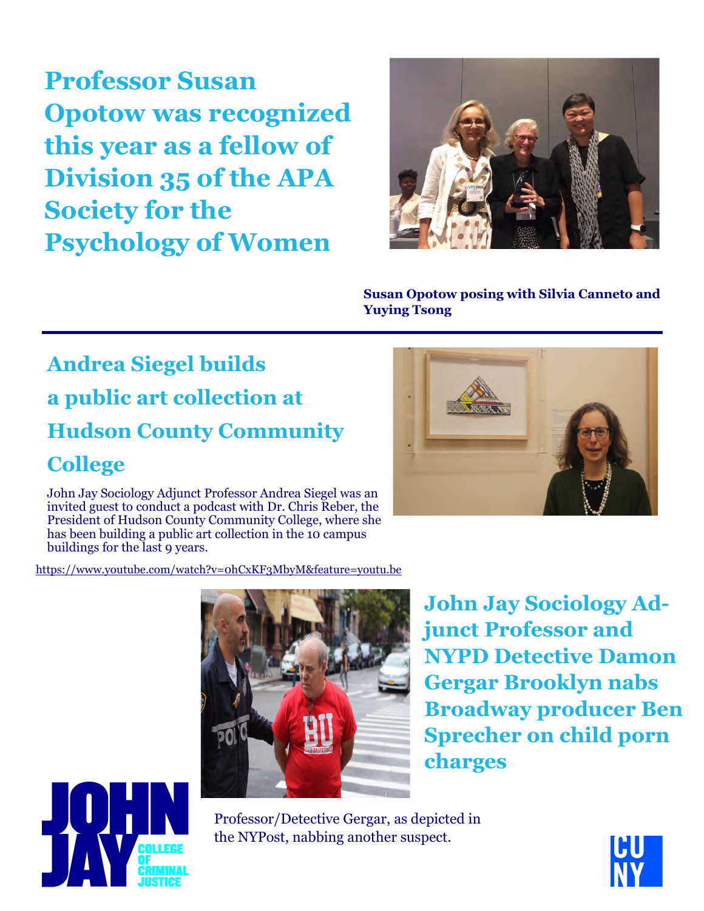## Professor Susan Opotow was recognized this year as a fellow of Division 35 of the APA Society for the Psychology of Women

**Susan Opotow posing with Silvia Canneto and Yuying Tsong**

---

## Andrea Siegel builds a public art collection at Hudson County Community College

John Jay Sociology Adjunct Professor Andrea Siegel was an invited guest to conduct a podcast with Dr. Chris Reber, the President of Hudson County Community College, where she has been building a public art collection in the 10 campus buildings for the last 9 years.

https://www.youtube.com/watch?v=0hCxKF3MbyM&feature=youtu.be

## John Jay Sociology Adjunct Professor and NYPD Detective Damon Gergar Brooklyn nabs Broadway producer Ben Sprecher on child porn charges

Professor/Detective Gergar, as depicted in the NYPost, nabbing another suspect.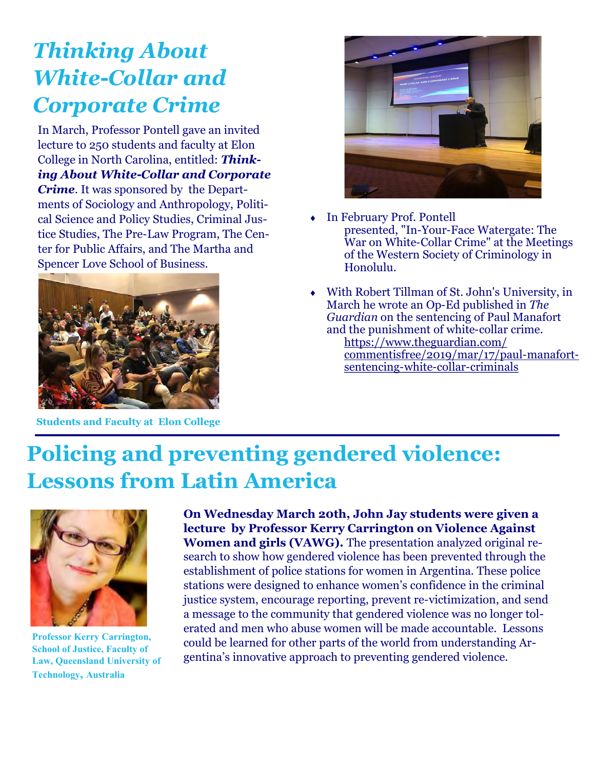# *Thinking About White-Collar and Corporate Crime*

In March, Professor Pontell gave an invited lecture to 250 students and faculty at Elon College in North Carolina, entitled: ***Thinking About White-Collar and Corporate Crime***. It was sponsored by the Departments of Sociology and Anthropology, Political Science and Policy Studies, Criminal Justice Studies, The Pre-Law Program, The Center for Public Affairs, and The Martha and Spencer Love School of Business.

**Students and Faculty at Elon College**

- In February Prof. Pontell presented, "In-Your-Face Watergate: The War on White-Collar Crime" at the Meetings of the Western Society of Criminology in Honolulu.
- With Robert Tillman of St. John's University, in March he wrote an Op-Ed published in *The Guardian* on the sentencing of Paul Manafort and the punishment of white-collar crime. https://www.theguardian.com/commentisfree/2019/mar/17/paul-manafort-sentencing-white-collar-criminals

# Policing and preventing gendered violence: Lessons from Latin America

**Professor Kerry Carrington, School of Justice, Faculty of Law, Queensland University of Technology, Australia**

**On Wednesday March 20th, John Jay students were given a lecture by Professor Kerry Carrington on Violence Against Women and girls (VAWG).** The presentation analyzed original research to show how gendered violence has been prevented through the establishment of police stations for women in Argentina. These police stations were designed to enhance women's confidence in the criminal justice system, encourage reporting, prevent re-victimization, and send a message to the community that gendered violence was no longer tolerated and men who abuse women will be made accountable. Lessons could be learned for other parts of the world from understanding Argentina's innovative approach to preventing gendered violence.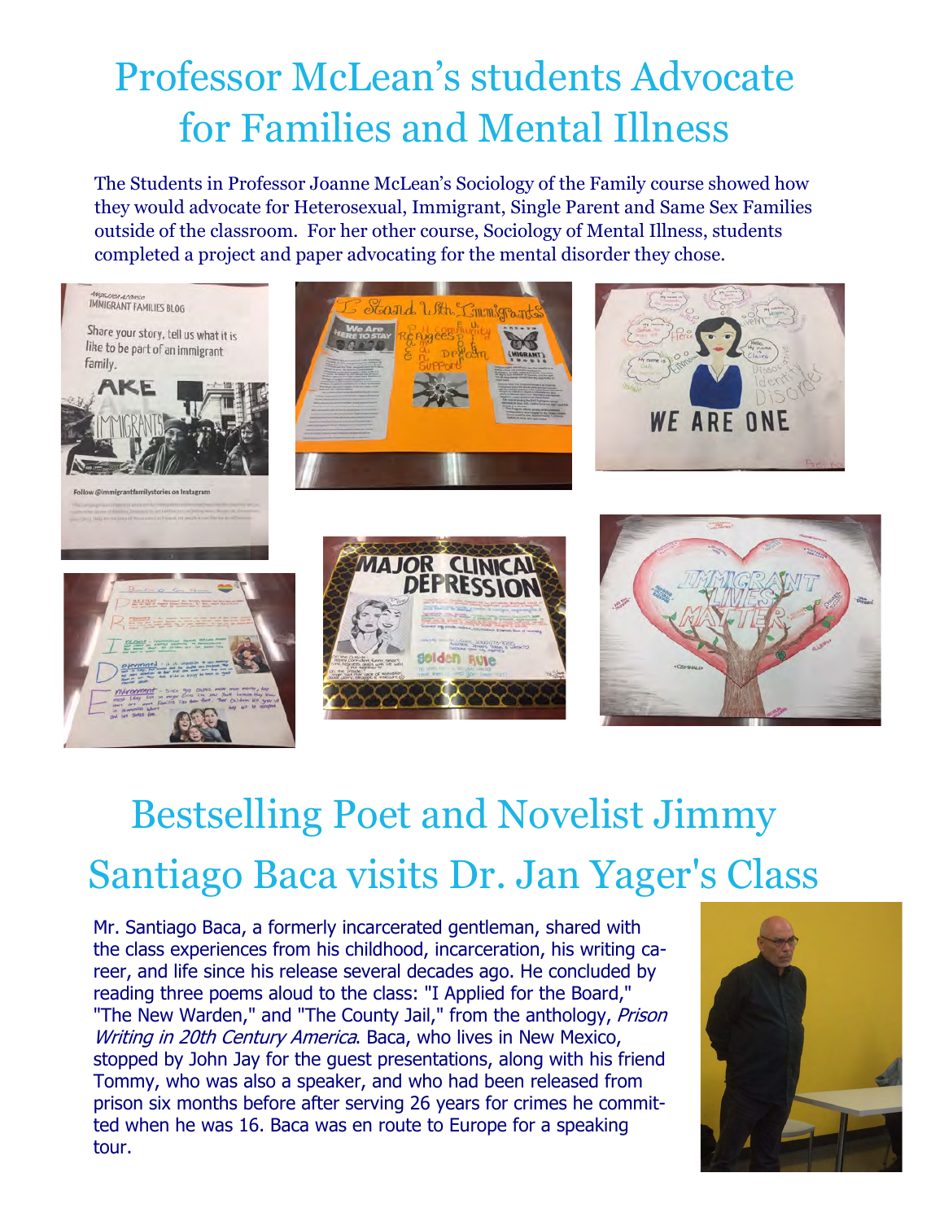# Professor McLean's students Advocate for Families and Mental Illness

The Students in Professor Joanne McLean's Sociology of the Family course showed how they would advocate for Heterosexual, Immigrant, Single Parent and Same Sex Families outside of the classroom. For her other course, Sociology of Mental Illness, students completed a project and paper advocating for the mental disorder they chose.

# Bestselling Poet and Novelist Jimmy Santiago Baca visits Dr. Jan Yager's Class

Mr. Santiago Baca, a formerly incarcerated gentleman, shared with the class experiences from his childhood, incarceration, his writing career, and life since his release several decades ago. He concluded by reading three poems aloud to the class: "I Applied for the Board," "The New Warden," and "The County Jail," from the anthology, *Prison Writing in 20th Century America*. Baca, who lives in New Mexico, stopped by John Jay for the guest presentations, along with his friend Tommy, who was also a speaker, and who had been released from prison six months before after serving 26 years for crimes he committed when he was 16. Baca was en route to Europe for a speaking tour.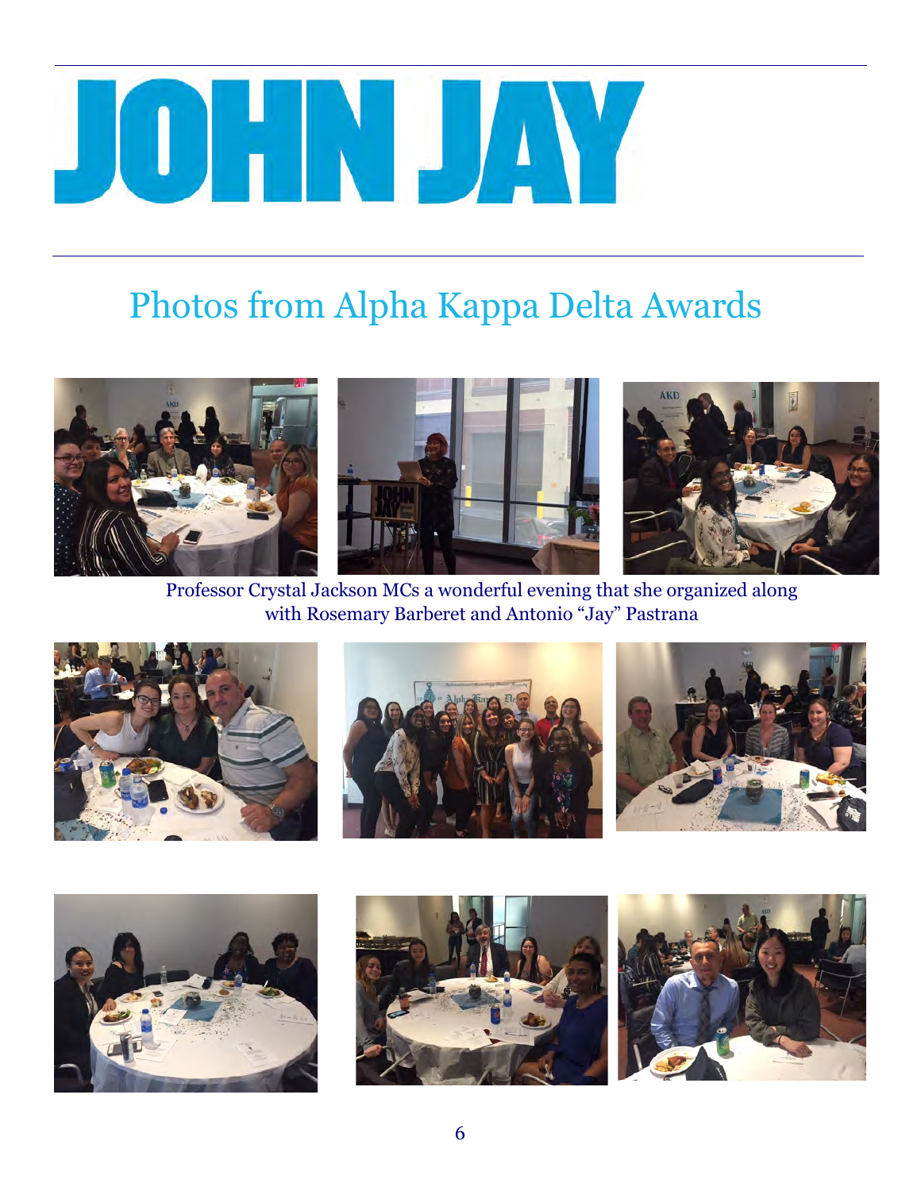# JOHN JAY

## Photos from Alpha Kappa Delta Awards

Professor Crystal Jackson MCs a wonderful evening that she organized along with Rosemary Barberet and Antonio "Jay" Pastrana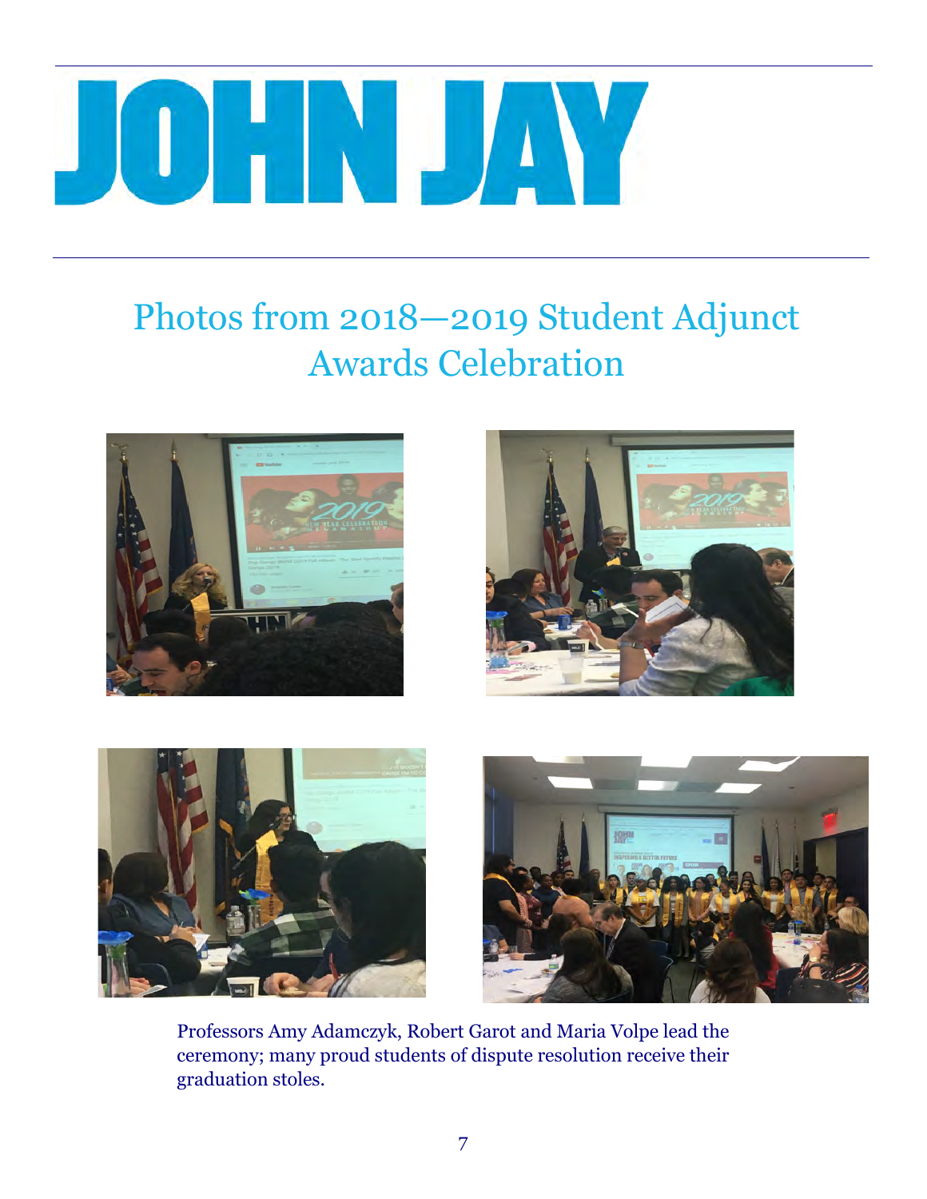# JOHN JAY

## Photos from 2018—2019 Student Adjunct Awards Celebration

Professors Amy Adamczyk, Robert Garot and Maria Volpe lead the ceremony; many proud students of dispute resolution receive their graduation stoles.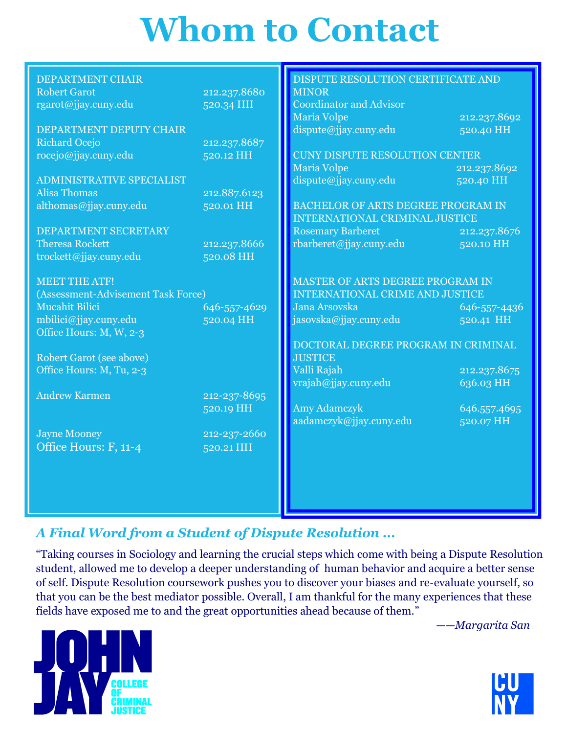# Whom to Contact

DEPARTMENT CHAIR
Robert Garot 212.237.8680
rgarot@jjay.cuny.edu 520.34 HH

DEPARTMENT DEPUTY CHAIR
Richard Ocejo 212.237.8687
rocejo@jjay.cuny.edu 520.12 HH

ADMINISTRATIVE SPECIALIST
Alisa Thomas 212.887.6123
althomas@jjay.cuny.edu 520.01 HH

DEPARTMENT SECRETARY
Theresa Rockett 212.237.8666
trockett@jjay.cuny.edu 520.08 HH

MEET THE ATF!
(Assessment-Advisement Task Force)
Mucahit Bilici 646-557-4629
mbilici@jjay.cuny.edu 520.04 HH
Office Hours: M, W, 2-3

Robert Garot (see above)
Office Hours: M, Tu, 2-3

Andrew Karmen 212-237-8695
520.19 HH

Jayne Mooney 212-237-2660
Office Hours: F, 11-4 520.21 HH

DISPUTE RESOLUTION CERTIFICATE AND MINOR
Coordinator and Advisor
Maria Volpe 212.237.8692
dispute@jjay.cuny.edu 520.40 HH

CUNY DISPUTE RESOLUTION CENTER
Maria Volpe 212.237.8692
dispute@jjay.cuny.edu 520.40 HH

BACHELOR OF ARTS DEGREE PROGRAM IN INTERNATIONAL CRIMINAL JUSTICE
Rosemary Barberet 212.237.8676
rbarberet@jjay.cuny.edu 520.10 HH

MASTER OF ARTS DEGREE PROGRAM IN INTERNATIONAL CRIME AND JUSTICE
Jana Arsovska 646-557-4436
jasovska@jjay.cuny.edu 520.41 HH

DOCTORAL DEGREE PROGRAM IN CRIMINAL JUSTICE
Valli Rajah 212.237.8675
vrajah@jjay.cuny.edu 636.03 HH

Amy Adamczyk 646.557.4695
aadamczyk@jjay.cuny.edu 520.07 HH

### *A Final Word from a Student of Dispute Resolution ...*

"Taking courses in Sociology and learning the crucial steps which come with being a Dispute Resolution student, allowed me to develop a deeper understanding of human behavior and acquire a better sense of self. Dispute Resolution coursework pushes you to discover your biases and re-evaluate yourself, so that you can be the best mediator possible. Overall, I am thankful for the many experiences that these fields have exposed me to and the great opportunities ahead because of them."

*——Margarita San*

JOHN JAY COLLEGE OF CRIMINAL JUSTICE

CUNY